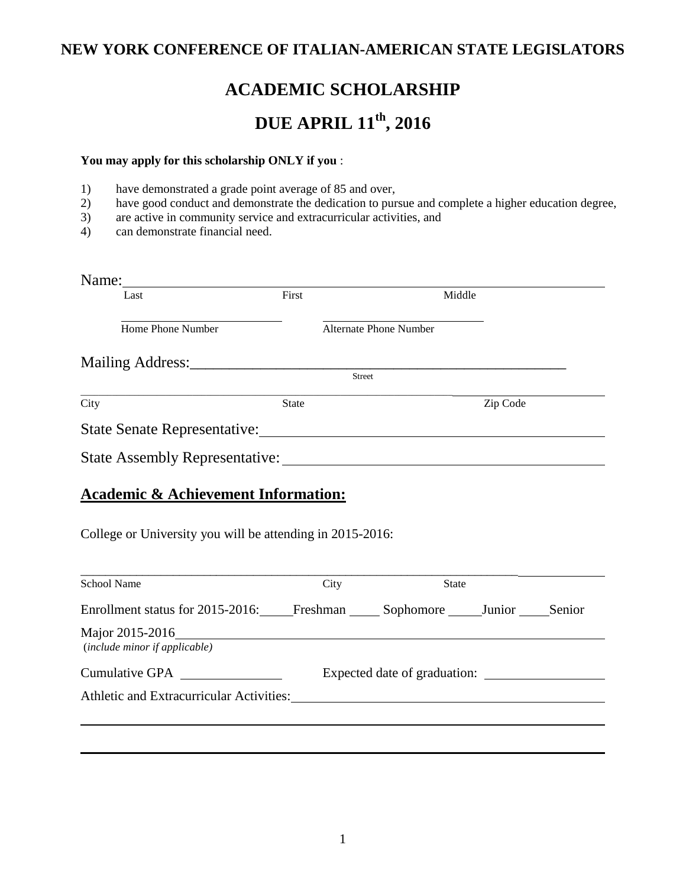# NEW YORK CONFERENCE OF ITALIAN-AMERICAN STATE LEGISLATORS

## ACADEMIC SCHOLARSHIP

## DUE APRIL 11th, 2016

**You may apply for this scholarship ONLY if you** :

1) have demonstrated a grade point average of 85 and over,
2) have good conduct and demonstrate the dedication to pursue and complete a higher education degree,
3) are active in community service and extracurricular activities, and
4) can demonstrate financial need.

Name: ______________________________________________________________

Last                    First                    Middle

_______________________          _______________________

Home Phone Number          Alternate Phone Number

Mailing Address: ______________________________________________

Street

______________________________________________________________

City                    State                    Zip Code

State Senate Representative: ______________________________________

State Assembly Representative: ____________________________________

## Academic & Achievement Information:

College or University you will be attending in 2015-2016:

______________________________________________________________

School Name                    City                    State

Enrollment status for 2015-2016: _____Freshman _____ Sophomore _____Junior _____Senior

Major 2015-2016 ______________________________________________

*(include minor if applicable)*

Cumulative GPA _______________          Expected date of graduation: _______________

Athletic and Extracurricular Activities: ________________________________

______________________________________________________________

______________________________________________________________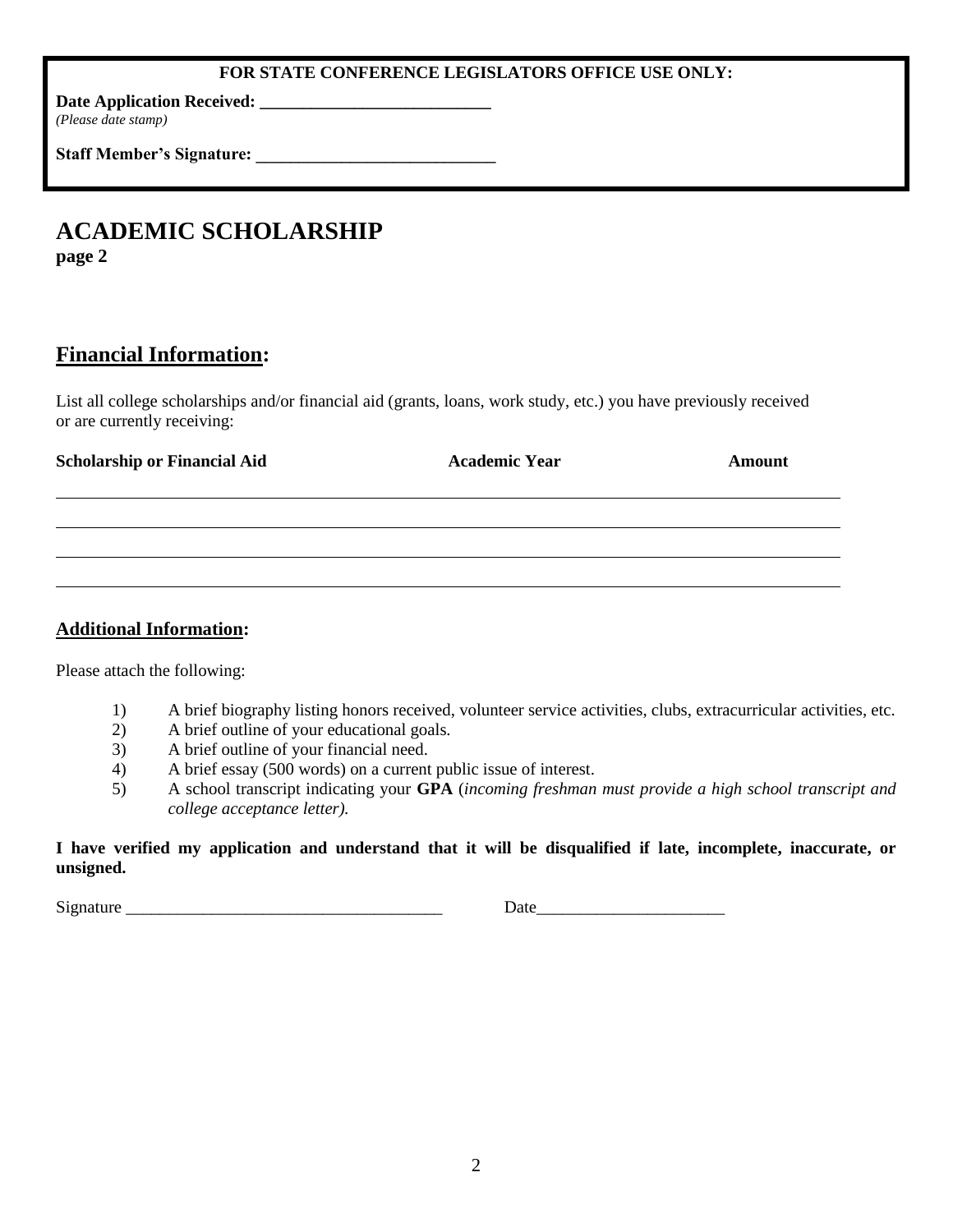**FOR STATE CONFERENCE LEGISLATORS OFFICE USE ONLY:**

**Date Application Received: ___________________________**
*(Please date stamp)*

**Staff Member's Signature: ____________________________**

# ACADEMIC SCHOLARSHIP

**page 2**

## Financial Information:

List all college scholarships and/or financial aid (grants, loans, work study, etc.) you have previously received or are currently receiving:

| Scholarship or Financial Aid | Academic Year | Amount |
|---|---|---|
| | | |
| | | |
| | | |
| | | |

### Additional Information:

Please attach the following:

1) A brief biography listing honors received, volunteer service activities, clubs, extracurricular activities, etc.
2) A brief outline of your educational goals.
3) A brief outline of your financial need.
4) A brief essay (500 words) on a current public issue of interest.
5) A school transcript indicating your **GPA** (*incoming freshman must provide a high school transcript and college acceptance letter).*

**I have verified my application and understand that it will be disqualified if late, incomplete, inaccurate, or unsigned.**

Signature _____________________________________ Date______________________